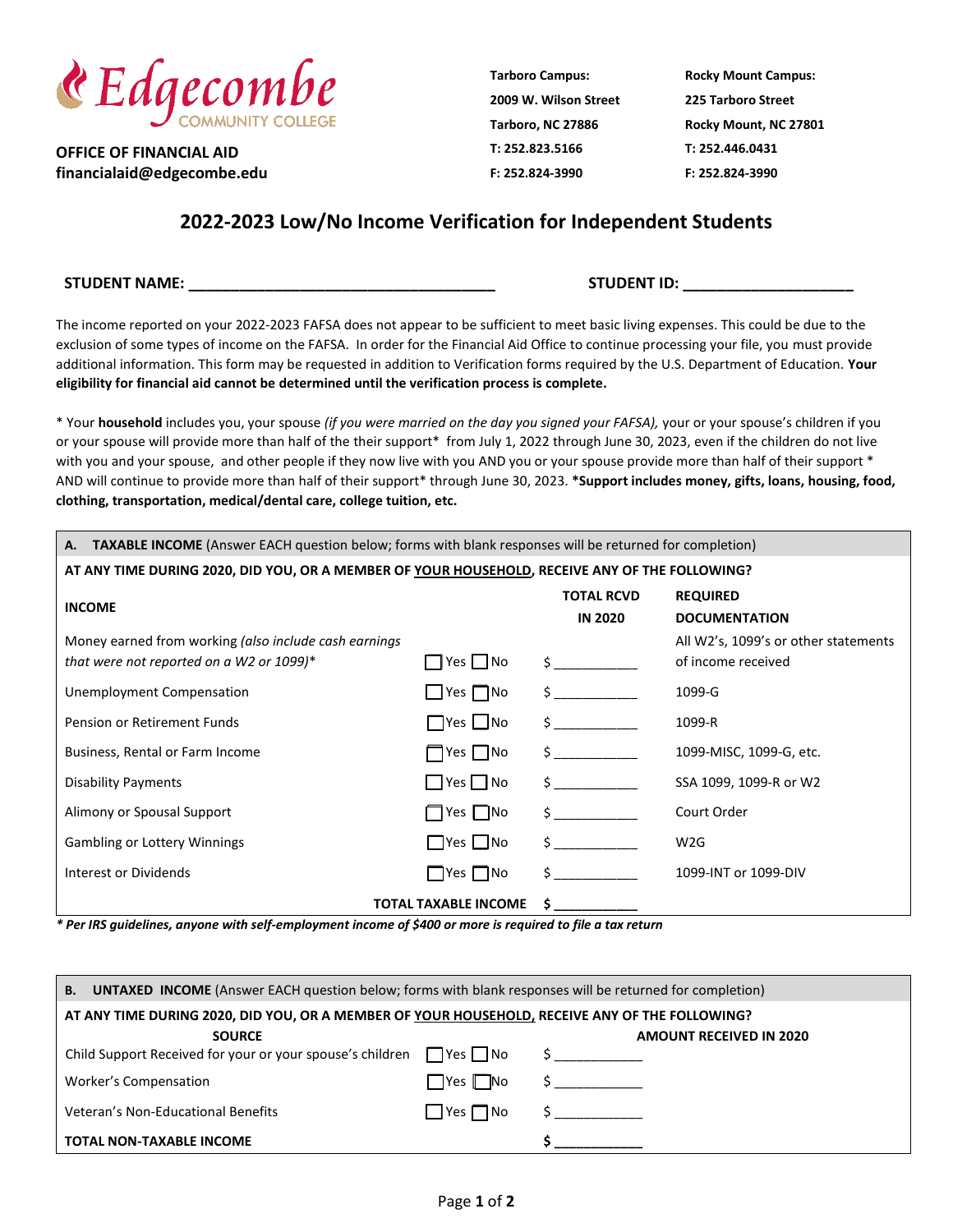Edgecombe COMMUNITY COLLEGE

**OFFICE OF FINANCIAL AID**
**financialaid@edgecombe.edu**

**Tarboro Campus:**
**2009 W. Wilson Street**
**Tarboro, NC 27886**
**T: 252.823.5166**
**F: 252.824-3990**

**Rocky Mount Campus:**
**225 Tarboro Street**
**Rocky Mount, NC 27801**
**T: 252.446.0431**
**F: 252.824-3990**

## 2022-2023 Low/No Income Verification for Independent Students

**STUDENT NAME: ____________________________________** **STUDENT ID: ____________________**

The income reported on your 2022-2023 FAFSA does not appear to be sufficient to meet basic living expenses. This could be due to the exclusion of some types of income on the FAFSA. In order for the Financial Aid Office to continue processing your file, you must provide additional information. This form may be requested in addition to Verification forms required by the U.S. Department of Education. **Your eligibility for financial aid cannot be determined until the verification process is complete.**

* Your **household** includes you, your spouse *(if you were married on the day you signed your FAFSA),* your or your spouse's children if you or your spouse will provide more than half of the their support* from July 1, 2022 through June 30, 2023, even if the children do not live with you and your spouse, and other people if they now live with you AND you or your spouse provide more than half of their support * AND will continue to provide more than half of their support* through June 30, 2023. ***Support includes money, gifts, loans, housing, food, clothing, transportation, medical/dental care, college tuition, etc.**

**A. TAXABLE INCOME** (Answer EACH question below; forms with blank responses will be returned for completion)

**AT ANY TIME DURING 2020, DID YOU, OR A MEMBER OF YOUR HOUSEHOLD, RECEIVE ANY OF THE FOLLOWING?**

| **INCOME** | | **TOTAL RCVD IN 2020** | **REQUIRED DOCUMENTATION** |
|---|---|---|---|
| Money earned from working *(also include cash earnings that were not reported on a W2 or 1099)** | ☐ Yes ☐ No | $ ___________ | All W2's, 1099's or other statements of income received |
| Unemployment Compensation | ☐ Yes ☐ No | $ ___________ | 1099-G |
| Pension or Retirement Funds | ☐ Yes ☐ No | $ ___________ | 1099-R |
| Business, Rental or Farm Income | ☐ Yes ☐ No | $ ___________ | 1099-MISC, 1099-G, etc. |
| Disability Payments | ☐ Yes ☐ No | $ ___________ | SSA 1099, 1099-R or W2 |
| Alimony or Spousal Support | ☐ Yes ☐ No | $ ___________ | Court Order |
| Gambling or Lottery Winnings | ☐ Yes ☐ No | $ ___________ | W2G |
| Interest or Dividends | ☐ Yes ☐ No | $ ___________ | 1099-INT or 1099-DIV |
| | **TOTAL TAXABLE INCOME** | **$ ___________** | |

***\* Per IRS guidelines, anyone with self-employment income of $400 or more is required to file a tax return***

**B. UNTAXED INCOME** (Answer EACH question below; forms with blank responses will be returned for completion)

**AT ANY TIME DURING 2020, DID YOU, OR A MEMBER OF YOUR HOUSEHOLD, RECEIVE ANY OF THE FOLLOWING?**

| **SOURCE** | | **AMOUNT RECEIVED IN 2020** |
|---|---|---|
| Child Support Received for your or your spouse's children | ☐ Yes ☐ No | $ ____________ |
| Worker's Compensation | ☐ Yes ☐ No | $ ____________ |
| Veteran's Non-Educational Benefits | ☐ Yes ☐ No | $ ____________ |
| **TOTAL NON-TAXABLE INCOME** | | **$ ____________** |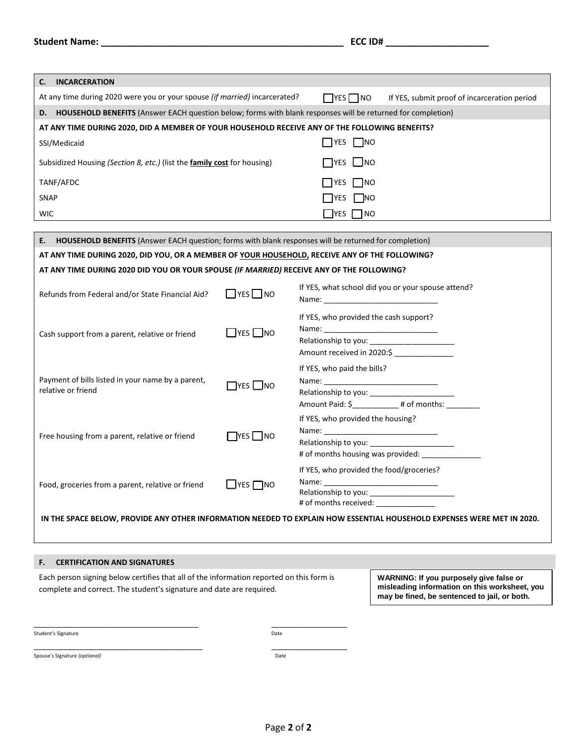**Student Name: \_\_\_\_\_\_\_\_\_\_\_\_\_\_\_\_\_\_\_\_\_\_\_\_\_\_\_\_\_\_\_\_\_\_\_\_\_\_\_\_\_\_\_\_\_\_\_\_ ECC ID# \_\_\_\_\_\_\_\_\_\_\_\_\_\_\_\_\_\_\_\_**

| **C. INCARCERATION** | | |
|---|---|---|
| At any time during 2020 were you or your spouse *(if married)* incarcerated? | ☐YES ☐NO | If YES, submit proof of incarceration period |

| **D. HOUSEHOLD BENEFITS** (Answer EACH question below; forms with blank responses will be returned for completion) | |
|---|---|
| **AT ANY TIME DURING 2020, DID A MEMBER OF YOUR HOUSEHOLD RECEIVE ANY OF THE FOLLOWING BENEFITS?** | |
| SSI/Medicaid | ☐YES ☐NO |
| Subsidized Housing *(Section 8, etc.)* (list the **family cost** for housing) | ☐YES ☐NO |
| TANF/AFDC | ☐YES ☐NO |
| SNAP | ☐YES ☐NO |
| WIC | ☐YES ☐NO |

**E. HOUSEHOLD BENEFITS** (Answer EACH question; forms with blank responses will be returned for completion)

**AT ANY TIME DURING 2020, DID YOU, OR A MEMBER OF YOUR HOUSEHOLD, RECEIVE ANY OF THE FOLLOWING?**

**AT ANY TIME DURING 2020 DID YOU OR YOUR SPOUSE *(IF MARRIED)* RECEIVE ANY OF THE FOLLOWING?**

| | | |
|---|---|---|
| Refunds from Federal and/or State Financial Aid? | ☐YES ☐NO | If YES, what school did you or your spouse attend?<br>Name: \_\_\_\_\_\_\_\_\_\_\_\_\_\_\_\_\_\_\_\_\_\_\_\_\_\_\_ |
| Cash support from a parent, relative or friend | ☐YES ☐NO | If YES, who provided the cash support?<br>Name: \_\_\_\_\_\_\_\_\_\_\_\_\_\_\_\_\_\_\_\_\_\_\_\_\_\_\_<br>Relationship to you: \_\_\_\_\_\_\_\_\_\_\_\_\_\_\_\_\_\_\_\_<br>Amount received in 2020:$ \_\_\_\_\_\_\_\_\_\_\_\_\_\_ |
| Payment of bills listed in your name by a parent, relative or friend | ☐YES ☐NO | If YES, who paid the bills?<br>Name: \_\_\_\_\_\_\_\_\_\_\_\_\_\_\_\_\_\_\_\_\_\_\_\_\_\_\_<br>Relationship to you: \_\_\_\_\_\_\_\_\_\_\_\_\_\_\_\_\_\_\_\_<br>Amount Paid: $\_\_\_\_\_\_\_\_\_\_\_ # of months: \_\_\_\_\_\_\_\_ |
| Free housing from a parent, relative or friend | ☐YES ☐NO | If YES, who provided the housing?<br>Name: \_\_\_\_\_\_\_\_\_\_\_\_\_\_\_\_\_\_\_\_\_\_\_\_\_\_\_<br>Relationship to you: \_\_\_\_\_\_\_\_\_\_\_\_\_\_\_\_\_\_\_\_<br># of months housing was provided: \_\_\_\_\_\_\_\_\_\_\_\_\_\_ |
| Food, groceries from a parent, relative or friend | ☐YES ☐NO | If YES, who provided the food/groceries?<br>Name: \_\_\_\_\_\_\_\_\_\_\_\_\_\_\_\_\_\_\_\_\_\_\_\_\_\_\_<br>Relationship to you: \_\_\_\_\_\_\_\_\_\_\_\_\_\_\_\_\_\_\_\_<br># of months received: \_\_\_\_\_\_\_\_\_\_\_\_\_\_ |

**IN THE SPACE BELOW, PROVIDE ANY OTHER INFORMATION NEEDED TO EXPLAIN HOW ESSENTIAL HOUSEHOLD EXPENSES WERE MET IN 2020.**

**F. CERTIFICATION AND SIGNATURES**

Each person signing below certifies that all of the information reported on this form is complete and correct. The student's signature and date are required.

**WARNING: If you purposely give false or misleading information on this worksheet, you may be fined, be sentenced to jail, or both.**

\_\_\_\_\_\_\_\_\_\_\_\_\_\_\_\_\_\_\_\_\_\_\_\_\_\_\_\_\_\_\_\_\_\_\_\_\_\_\_\_\_ \_\_\_\_\_\_\_\_\_\_\_\_\_\_\_\_\_\_\_
Student's Signature Date

\_\_\_\_\_\_\_\_\_\_\_\_\_\_\_\_\_\_\_\_\_\_\_\_\_\_\_\_\_\_\_\_\_\_\_\_\_\_\_\_\_ \_\_\_\_\_\_\_\_\_\_\_\_\_\_\_\_\_\_\_
Spouse's Signature *(optional)* Date